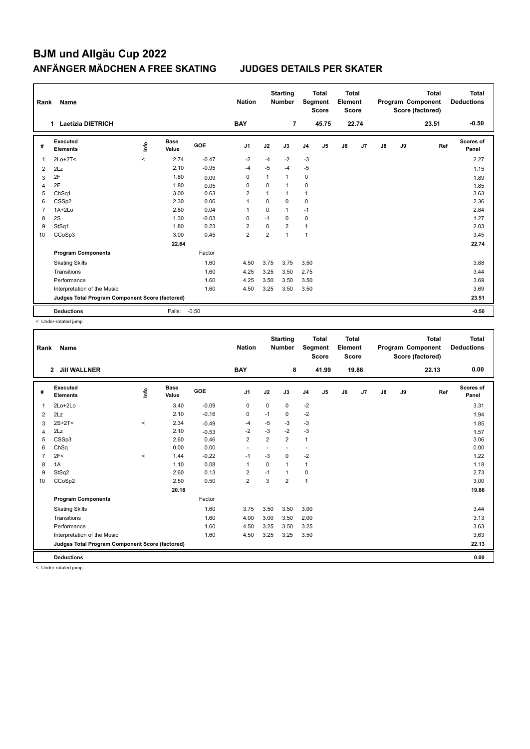# BJM und Allgäu Cup 2022

## ANFÄNGER MÄDCHEN A FREE SKATING JUDGES DETAILS PER SKATER

| Rank | Name | Nation | Starting Number | Total Segment Score | Total Element Score | Total Program Component Score (factored) | Total Deductions |
|---|---|---|---|---|---|---|---|
| 1 | Laetizia DIETRICH | BAY | 7 | 45.75 | 22.74 | 23.51 | -0.50 |

| # | Executed Elements | Info | Base Value | GOE | J1 | J2 | J3 | J4 | J5 | J6 | J7 | J8 | J9 | Ref | Scores of Panel |
|---|---|---|---|---|---|---|---|---|---|---|---|---|---|---|---|
| 1 | 2Lo+2T< | < | 2.74 | -0.47 | -2 | -4 | -2 | -3 | | | | | | | 2.27 |
| 2 | 2Lz | | 2.10 | -0.95 | -4 | -5 | -4 | -5 | | | | | | | 1.15 |
| 3 | 2F | | 1.80 | 0.09 | 0 | 1 | 1 | 0 | | | | | | | 1.89 |
| 4 | 2F | | 1.80 | 0.05 | 0 | 0 | 1 | 0 | | | | | | | 1.85 |
| 5 | ChSq1 | | 3.00 | 0.63 | 2 | 1 | 1 | 1 | | | | | | | 3.63 |
| 6 | CSSp2 | | 2.30 | 0.06 | 1 | 0 | 0 | 0 | | | | | | | 2.36 |
| 7 | 1A+2Lo | | 2.80 | 0.04 | 1 | 0 | 1 | -1 | | | | | | | 2.84 |
| 8 | 2S | | 1.30 | -0.03 | 0 | -1 | 0 | 0 | | | | | | | 1.27 |
| 9 | StSq1 | | 1.80 | 0.23 | 2 | 0 | 2 | 1 | | | | | | | 2.03 |
| 10 | CCoSp3 | | 3.00 | 0.45 | 2 | 2 | 1 | 1 | | | | | | | 3.45 |
| | | | 22.64 | | | | | | | | | | | | 22.74 |
| | **Program Components** | | | Factor | | | | | | | | | | | |
| | Skating Skills | | | 1.60 | 4.50 | 3.75 | 3.75 | 3.50 | | | | | | | 3.88 |
| | Transitions | | | 1.60 | 4.25 | 3.25 | 3.50 | 2.75 | | | | | | | 3.44 |
| | Performance | | | 1.60 | 4.25 | 3.50 | 3.50 | 3.50 | | | | | | | 3.69 |
| | Interpretation of the Music | | | 1.60 | 4.50 | 3.25 | 3.50 | 3.50 | | | | | | | 3.69 |
| | **Judges Total Program Component Score (factored)** | | | | | | | | | | | | | | 23.51 |
| | **Deductions** | | Falls: | -0.50 | | | | | | | | | | | -0.50 |

< Under-rotated jump

| Rank | Name | Nation | Starting Number | Total Segment Score | Total Element Score | Total Program Component Score (factored) | Total Deductions |
|---|---|---|---|---|---|---|---|
| 2 | Jill WALLNER | BAY | 8 | 41.99 | 19.86 | 22.13 | 0.00 |

| # | Executed Elements | Info | Base Value | GOE | J1 | J2 | J3 | J4 | J5 | J6 | J7 | J8 | J9 | Ref | Scores of Panel |
|---|---|---|---|---|---|---|---|---|---|---|---|---|---|---|---|
| 1 | 2Lo+2Lo | | 3.40 | -0.09 | 0 | 0 | 0 | -2 | | | | | | | 3.31 |
| 2 | 2Lz | | 2.10 | -0.16 | 0 | -1 | 0 | -2 | | | | | | | 1.94 |
| 3 | 2S+2T< | < | 2.34 | -0.49 | -4 | -5 | -3 | -3 | | | | | | | 1.85 |
| 4 | 2Lz | | 2.10 | -0.53 | -2 | -3 | -2 | -3 | | | | | | | 1.57 |
| 5 | CSSp3 | | 2.60 | 0.46 | 2 | 2 | 2 | 1 | | | | | | | 3.06 |
| 6 | ChSq | | 0.00 | 0.00 | - | - | - | - | | | | | | | 0.00 |
| 7 | 2F< | < | 1.44 | -0.22 | -1 | -3 | 0 | -2 | | | | | | | 1.22 |
| 8 | 1A | | 1.10 | 0.08 | 1 | 0 | 1 | 1 | | | | | | | 1.18 |
| 9 | StSq2 | | 2.60 | 0.13 | 2 | -1 | 1 | 0 | | | | | | | 2.73 |
| 10 | CCoSp2 | | 2.50 | 0.50 | 2 | 3 | 2 | 1 | | | | | | | 3.00 |
| | | | 20.18 | | | | | | | | | | | | 19.86 |
| | **Program Components** | | | Factor | | | | | | | | | | | |
| | Skating Skills | | | 1.60 | 3.75 | 3.50 | 3.50 | 3.00 | | | | | | | 3.44 |
| | Transitions | | | 1.60 | 4.00 | 3.00 | 3.50 | 2.00 | | | | | | | 3.13 |
| | Performance | | | 1.60 | 4.50 | 3.25 | 3.50 | 3.25 | | | | | | | 3.63 |
| | Interpretation of the Music | | | 1.60 | 4.50 | 3.25 | 3.25 | 3.50 | | | | | | | 3.63 |
| | **Judges Total Program Component Score (factored)** | | | | | | | | | | | | | | 22.13 |
| | **Deductions** | | | | | | | | | | | | | | 0.00 |

< Under-rotated jump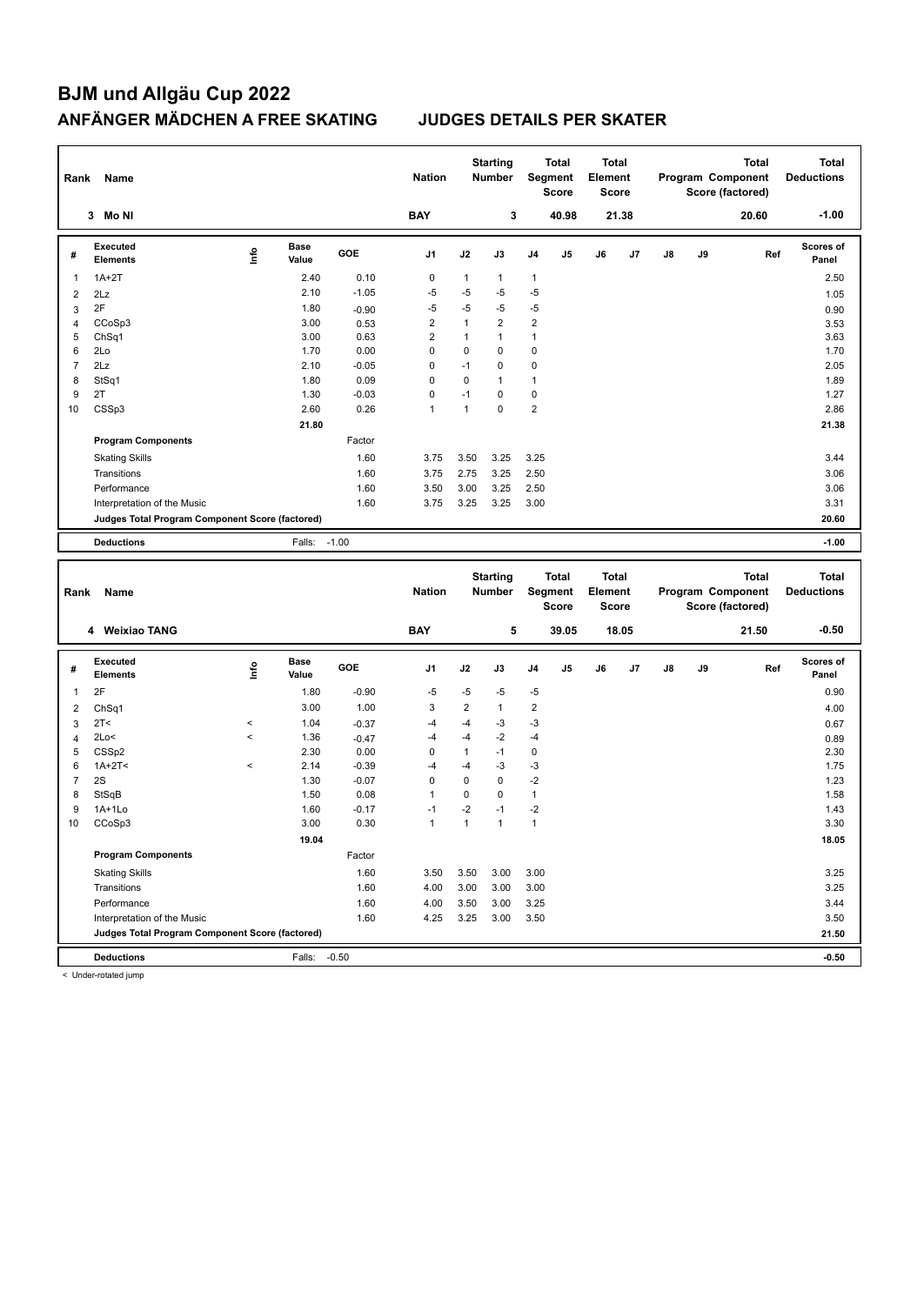# BJM und Allgäu Cup 2022

## ANFÄNGER MÄDCHEN A FREE SKATING — JUDGES DETAILS PER SKATER

| Rank | Name | Nation | Starting Number | Total Segment Score | Total Element Score | Total Program Component Score (factored) | Total Deductions |
|---|---|---|---|---|---|---|---|
| 3 | Mo NI | BAY | 3 | 40.98 | 21.38 | 20.60 | -1.00 |

| # | Executed Elements | Info | Base Value | GOE | J1 | J2 | J3 | J4 | J5 | J6 | J7 | J8 | J9 | Ref | Scores of Panel |
|---|---|---|---|---|---|---|---|---|---|---|---|---|---|---|---|
| 1 | 1A+2T | | 2.40 | 0.10 | 0 | 1 | 1 | 1 | | | | | | | 2.50 |
| 2 | 2Lz | | 2.10 | -1.05 | -5 | -5 | -5 | -5 | | | | | | | 1.05 |
| 3 | 2F | | 1.80 | -0.90 | -5 | -5 | -5 | -5 | | | | | | | 0.90 |
| 4 | CCoSp3 | | 3.00 | 0.53 | 2 | 1 | 2 | 2 | | | | | | | 3.53 |
| 5 | ChSq1 | | 3.00 | 0.63 | 2 | 1 | 1 | 1 | | | | | | | 3.63 |
| 6 | 2Lo | | 1.70 | 0.00 | 0 | 0 | 0 | 0 | | | | | | | 1.70 |
| 7 | 2Lz | | 2.10 | -0.05 | 0 | -1 | 0 | 0 | | | | | | | 2.05 |
| 8 | StSq1 | | 1.80 | 0.09 | 0 | 0 | 1 | 1 | | | | | | | 1.89 |
| 9 | 2T | | 1.30 | -0.03 | 0 | -1 | 0 | 0 | | | | | | | 1.27 |
| 10 | CSSp3 | | 2.60 | 0.26 | 1 | 1 | 0 | 2 | | | | | | | 2.86 |
| | | | 21.80 | | | | | | | | | | | | 21.38 |
| | **Program Components** | | | Factor | | | | | | | | | | | |
| | Skating Skills | | | 1.60 | 3.75 | 3.50 | 3.25 | 3.25 | | | | | | | 3.44 |
| | Transitions | | | 1.60 | 3.75 | 2.75 | 3.25 | 2.50 | | | | | | | 3.06 |
| | Performance | | | 1.60 | 3.50 | 3.00 | 3.25 | 2.50 | | | | | | | 3.06 |
| | Interpretation of the Music | | | 1.60 | 3.75 | 3.25 | 3.25 | 3.00 | | | | | | | 3.31 |
| | **Judges Total Program Component Score (factored)** | | | | | | | | | | | | | | 20.60 |
| | **Deductions** | | Falls: | -1.00 | | | | | | | | | | | -1.00 |

| Rank | Name | Nation | Starting Number | Total Segment Score | Total Element Score | Total Program Component Score (factored) | Total Deductions |
|---|---|---|---|---|---|---|---|
| 4 | Weixiao TANG | BAY | 5 | 39.05 | 18.05 | 21.50 | -0.50 |

| # | Executed Elements | Info | Base Value | GOE | J1 | J2 | J3 | J4 | J5 | J6 | J7 | J8 | J9 | Ref | Scores of Panel |
|---|---|---|---|---|---|---|---|---|---|---|---|---|---|---|---|
| 1 | 2F | | 1.80 | -0.90 | -5 | -5 | -5 | -5 | | | | | | | 0.90 |
| 2 | ChSq1 | | 3.00 | 1.00 | 3 | 2 | 1 | 2 | | | | | | | 4.00 |
| 3 | 2T< | < | 1.04 | -0.37 | -4 | -4 | -3 | -3 | | | | | | | 0.67 |
| 4 | 2Lo< | < | 1.36 | -0.47 | -4 | -4 | -2 | -4 | | | | | | | 0.89 |
| 5 | CSSp2 | | 2.30 | 0.00 | 0 | 1 | -1 | 0 | | | | | | | 2.30 |
| 6 | 1A+2T< | < | 2.14 | -0.39 | -4 | -4 | -3 | -3 | | | | | | | 1.75 |
| 7 | 2S | | 1.30 | -0.07 | 0 | 0 | 0 | -2 | | | | | | | 1.23 |
| 8 | StSqB | | 1.50 | 0.08 | 1 | 0 | 0 | 1 | | | | | | | 1.58 |
| 9 | 1A+1Lo | | 1.60 | -0.17 | -1 | -2 | -1 | -2 | | | | | | | 1.43 |
| 10 | CCoSp3 | | 3.00 | 0.30 | 1 | 1 | 1 | 1 | | | | | | | 3.30 |
| | | | 19.04 | | | | | | | | | | | | 18.05 |
| | **Program Components** | | | Factor | | | | | | | | | | | |
| | Skating Skills | | | 1.60 | 3.50 | 3.50 | 3.00 | 3.00 | | | | | | | 3.25 |
| | Transitions | | | 1.60 | 4.00 | 3.00 | 3.00 | 3.00 | | | | | | | 3.25 |
| | Performance | | | 1.60 | 4.00 | 3.50 | 3.00 | 3.25 | | | | | | | 3.44 |
| | Interpretation of the Music | | | 1.60 | 4.25 | 3.25 | 3.00 | 3.50 | | | | | | | 3.50 |
| | **Judges Total Program Component Score (factored)** | | | | | | | | | | | | | | 21.50 |
| | **Deductions** | | Falls: | -0.50 | | | | | | | | | | | -0.50 |

< Under-rotated jump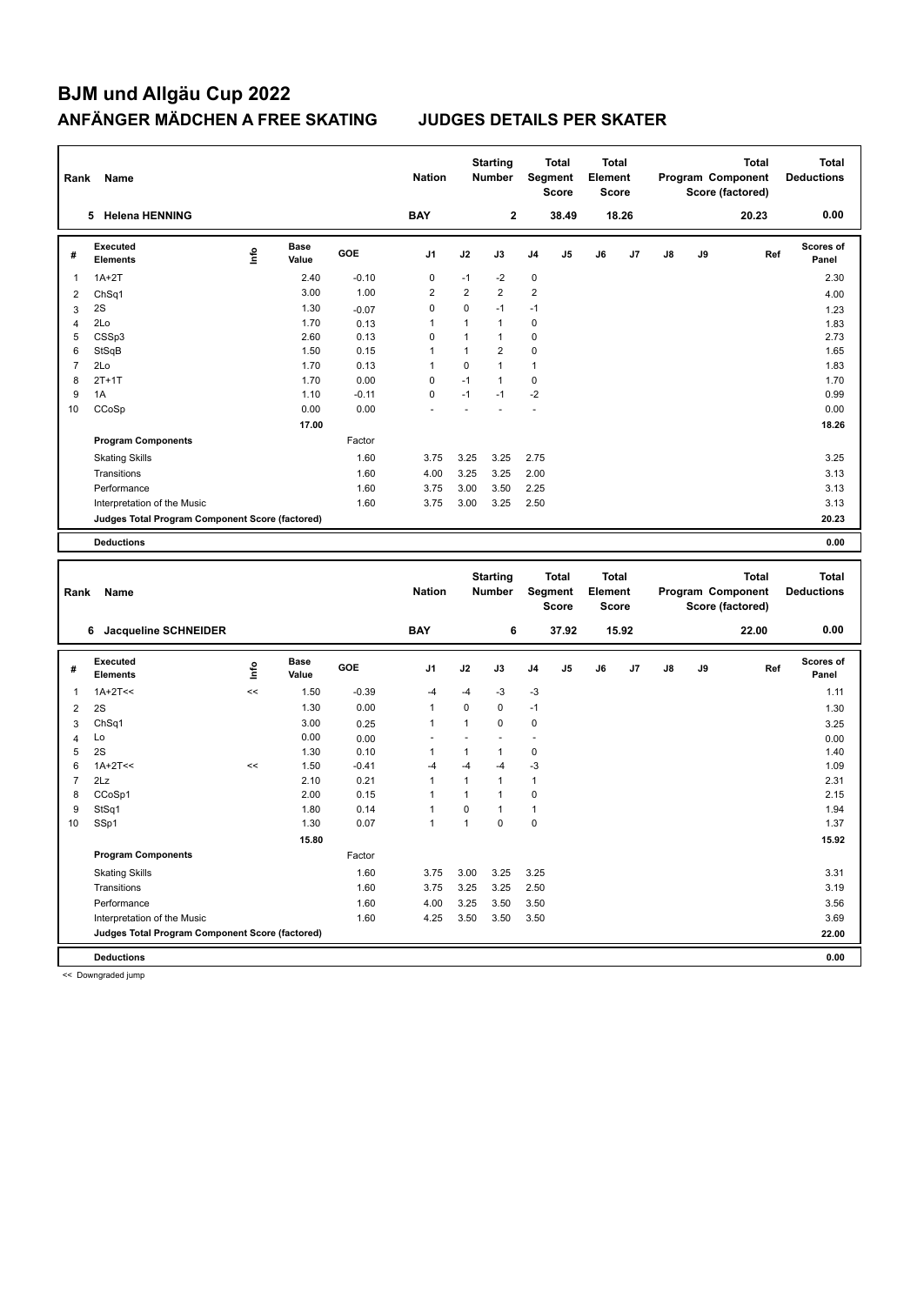# BJM und Allgäu Cup 2022

## ANFÄNGER MÄDCHEN A FREE SKATING — JUDGES DETAILS PER SKATER

| Rank | Name | Nation | Starting Number | Total Segment Score | Total Element Score | Total Program Component Score (factored) | Total Deductions |
|---|---|---|---|---|---|---|---|
| 5 | Helena HENNING | BAY | 2 | 38.49 | 18.26 | 20.23 | 0.00 |

| # | Executed Elements | Info | Base Value | GOE | J1 | J2 | J3 | J4 | J5 | J6 | J7 | J8 | J9 | Ref | Scores of Panel |
|---|---|---|---|---|---|---|---|---|---|---|---|---|---|---|---|
| 1 | 1A+2T | | 2.40 | -0.10 | 0 | -1 | -2 | 0 | | | | | | | 2.30 |
| 2 | ChSq1 | | 3.00 | 1.00 | 2 | 2 | 2 | 2 | | | | | | | 4.00 |
| 3 | 2S | | 1.30 | -0.07 | 0 | 0 | -1 | -1 | | | | | | | 1.23 |
| 4 | 2Lo | | 1.70 | 0.13 | 1 | 1 | 1 | 0 | | | | | | | 1.83 |
| 5 | CSSp3 | | 2.60 | 0.13 | 0 | 1 | 1 | 0 | | | | | | | 2.73 |
| 6 | StSqB | | 1.50 | 0.15 | 1 | 1 | 2 | 0 | | | | | | | 1.65 |
| 7 | 2Lo | | 1.70 | 0.13 | 1 | 0 | 1 | 1 | | | | | | | 1.83 |
| 8 | 2T+1T | | 1.70 | 0.00 | 0 | -1 | 1 | 0 | | | | | | | 1.70 |
| 9 | 1A | | 1.10 | -0.11 | 0 | -1 | -1 | -2 | | | | | | | 0.99 |
| 10 | CCoSp | | 0.00 | 0.00 | - | - | - | - | | | | | | | 0.00 |
| | | | 17.00 | | | | | | | | | | | | 18.26 |
| | **Program Components** | | | Factor | | | | | | | | | | | |
| | Skating Skills | | | 1.60 | 3.75 | 3.25 | 3.25 | 2.75 | | | | | | | 3.25 |
| | Transitions | | | 1.60 | 4.00 | 3.25 | 3.25 | 2.00 | | | | | | | 3.13 |
| | Performance | | | 1.60 | 3.75 | 3.00 | 3.50 | 2.25 | | | | | | | 3.13 |
| | Interpretation of the Music | | | 1.60 | 3.75 | 3.00 | 3.25 | 2.50 | | | | | | | 3.13 |
| | **Judges Total Program Component Score (factored)** | | | | | | | | | | | | | | 20.23 |
| | **Deductions** | | | | | | | | | | | | | | 0.00 |

| Rank | Name | Nation | Starting Number | Total Segment Score | Total Element Score | Total Program Component Score (factored) | Total Deductions |
|---|---|---|---|---|---|---|---|
| 6 | Jacqueline SCHNEIDER | BAY | 6 | 37.92 | 15.92 | 22.00 | 0.00 |

| # | Executed Elements | Info | Base Value | GOE | J1 | J2 | J3 | J4 | J5 | J6 | J7 | J8 | J9 | Ref | Scores of Panel |
|---|---|---|---|---|---|---|---|---|---|---|---|---|---|---|---|
| 1 | 1A+2T<< | << | 1.50 | -0.39 | -4 | -4 | -3 | -3 | | | | | | | 1.11 |
| 2 | 2S | | 1.30 | 0.00 | 1 | 0 | 0 | -1 | | | | | | | 1.30 |
| 3 | ChSq1 | | 3.00 | 0.25 | 1 | 1 | 0 | 0 | | | | | | | 3.25 |
| 4 | Lo | | 0.00 | 0.00 | - | - | - | - | | | | | | | 0.00 |
| 5 | 2S | | 1.30 | 0.10 | 1 | 1 | 1 | 0 | | | | | | | 1.40 |
| 6 | 1A+2T<< | << | 1.50 | -0.41 | -4 | -4 | -4 | -3 | | | | | | | 1.09 |
| 7 | 2Lz | | 2.10 | 0.21 | 1 | 1 | 1 | 1 | | | | | | | 2.31 |
| 8 | CCoSp1 | | 2.00 | 0.15 | 1 | 1 | 1 | 0 | | | | | | | 2.15 |
| 9 | StSq1 | | 1.80 | 0.14 | 1 | 0 | 1 | 1 | | | | | | | 1.94 |
| 10 | SSp1 | | 1.30 | 0.07 | 1 | 1 | 0 | 0 | | | | | | | 1.37 |
| | | | 15.80 | | | | | | | | | | | | 15.92 |
| | **Program Components** | | | Factor | | | | | | | | | | | |
| | Skating Skills | | | 1.60 | 3.75 | 3.00 | 3.25 | 3.25 | | | | | | | 3.31 |
| | Transitions | | | 1.60 | 3.75 | 3.25 | 3.25 | 2.50 | | | | | | | 3.19 |
| | Performance | | | 1.60 | 4.00 | 3.25 | 3.50 | 3.50 | | | | | | | 3.56 |
| | Interpretation of the Music | | | 1.60 | 4.25 | 3.50 | 3.50 | 3.50 | | | | | | | 3.69 |
| | **Judges Total Program Component Score (factored)** | | | | | | | | | | | | | | 22.00 |
| | **Deductions** | | | | | | | | | | | | | | 0.00 |

<< Downgraded jump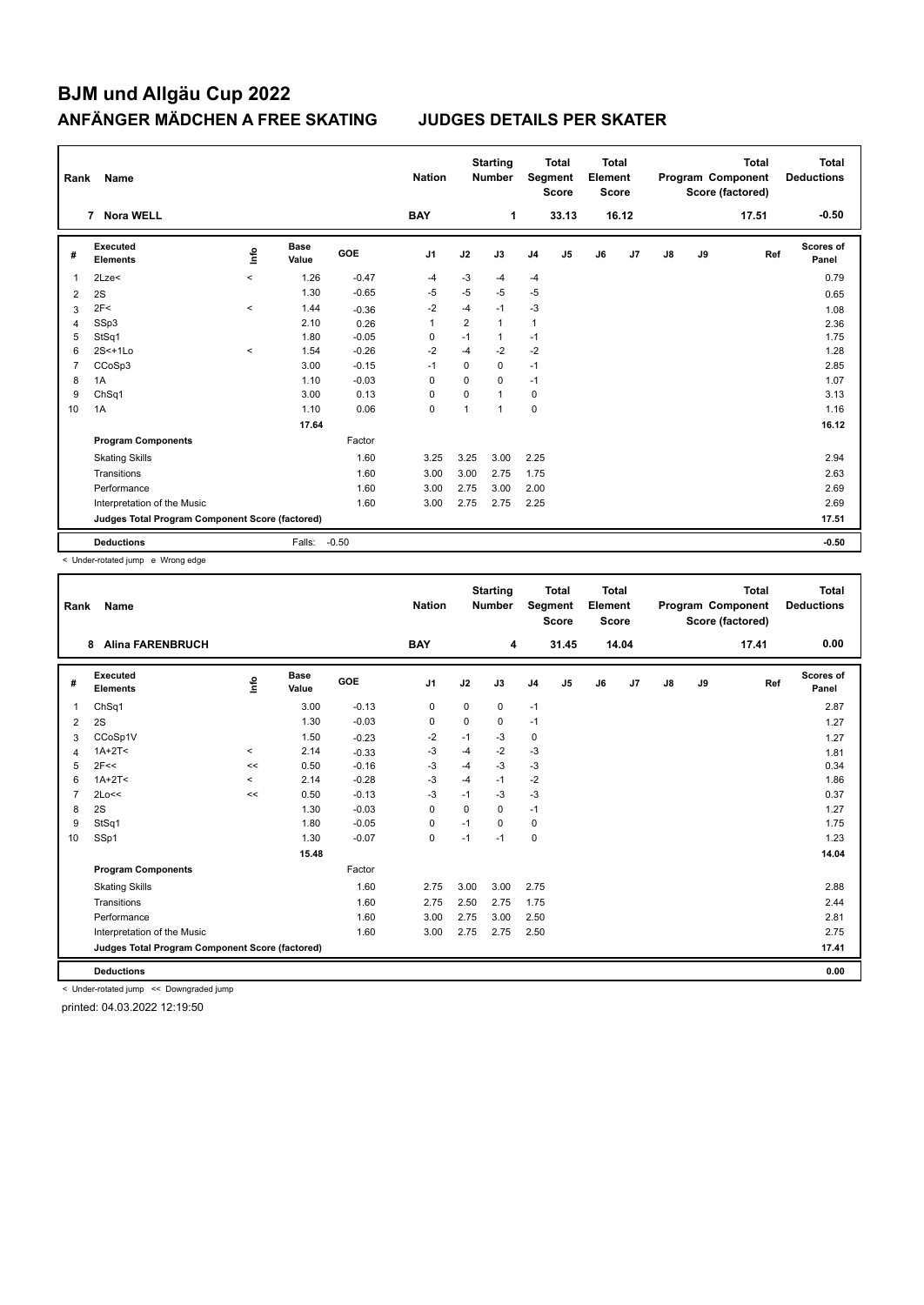# BJM und Allgäu Cup 2022

## ANFÄNGER MÄDCHEN A FREE SKATING JUDGES DETAILS PER SKATER

| Rank | Name | Nation | Starting Number | Total Segment Score | Total Element Score | Total Program Component Score (factored) | Total Deductions |
|---|---|---|---|---|---|---|---|
| 7 | Nora WELL | BAY | 1 | 33.13 | 16.12 | 17.51 | -0.50 |

| # | Executed Elements | Info | Base Value | GOE | J1 | J2 | J3 | J4 | J5 | J6 | J7 | J8 | J9 | Ref | Scores of Panel |
|---|---|---|---|---|---|---|---|---|---|---|---|---|---|---|---|
| 1 | 2Lze< | < | 1.26 | -0.47 | -4 | -3 | -4 | -4 | | | | | | | 0.79 |
| 2 | 2S | | 1.30 | -0.65 | -5 | -5 | -5 | -5 | | | | | | | 0.65 |
| 3 | 2F< | < | 1.44 | -0.36 | -2 | -4 | -1 | -3 | | | | | | | 1.08 |
| 4 | SSp3 | | 2.10 | 0.26 | 1 | 2 | 1 | 1 | | | | | | | 2.36 |
| 5 | StSq1 | | 1.80 | -0.05 | 0 | -1 | 1 | -1 | | | | | | | 1.75 |
| 6 | 2S<+1Lo | < | 1.54 | -0.26 | -2 | -4 | -2 | -2 | | | | | | | 1.28 |
| 7 | CCoSp3 | | 3.00 | -0.15 | -1 | 0 | 0 | -1 | | | | | | | 2.85 |
| 8 | 1A | | 1.10 | -0.03 | 0 | 0 | 0 | -1 | | | | | | | 1.07 |
| 9 | ChSq1 | | 3.00 | 0.13 | 0 | 0 | 1 | 0 | | | | | | | 3.13 |
| 10 | 1A | | 1.10 | 0.06 | 0 | 1 | 1 | 0 | | | | | | | 1.16 |
| | | | 17.64 | | | | | | | | | | | | 16.12 |
| | **Program Components** | | | Factor | | | | | | | | | | | |
| | Skating Skills | | | 1.60 | 3.25 | 3.25 | 3.00 | 2.25 | | | | | | | 2.94 |
| | Transitions | | | 1.60 | 3.00 | 3.00 | 2.75 | 1.75 | | | | | | | 2.63 |
| | Performance | | | 1.60 | 3.00 | 2.75 | 3.00 | 2.00 | | | | | | | 2.69 |
| | Interpretation of the Music | | | 1.60 | 3.00 | 2.75 | 2.75 | 2.25 | | | | | | | 2.69 |
| | Judges Total Program Component Score (factored) | | | | | | | | | | | | | | 17.51 |
| | **Deductions** | | Falls: | -0.50 | | | | | | | | | | | -0.50 |

< Under-rotated jump e Wrong edge

| Rank | Name | Nation | Starting Number | Total Segment Score | Total Element Score | Total Program Component Score (factored) | Total Deductions |
|---|---|---|---|---|---|---|---|
| 8 | Alina FARENBRUCH | BAY | 4 | 31.45 | 14.04 | 17.41 | 0.00 |

| # | Executed Elements | Info | Base Value | GOE | J1 | J2 | J3 | J4 | J5 | J6 | J7 | J8 | J9 | Ref | Scores of Panel |
|---|---|---|---|---|---|---|---|---|---|---|---|---|---|---|---|
| 1 | ChSq1 | | 3.00 | -0.13 | 0 | 0 | 0 | -1 | | | | | | | 2.87 |
| 2 | 2S | | 1.30 | -0.03 | 0 | 0 | 0 | -1 | | | | | | | 1.27 |
| 3 | CCoSp1V | | 1.50 | -0.23 | -2 | -1 | -3 | 0 | | | | | | | 1.27 |
| 4 | 1A+2T< | < | 2.14 | -0.33 | -3 | -4 | -2 | -3 | | | | | | | 1.81 |
| 5 | 2F<< | << | 0.50 | -0.16 | -3 | -4 | -3 | -3 | | | | | | | 0.34 |
| 6 | 1A+2T< | < | 2.14 | -0.28 | -3 | -4 | -1 | -2 | | | | | | | 1.86 |
| 7 | 2Lo<< | << | 0.50 | -0.13 | -3 | -1 | -3 | -3 | | | | | | | 0.37 |
| 8 | 2S | | 1.30 | -0.03 | 0 | 0 | 0 | -1 | | | | | | | 1.27 |
| 9 | StSq1 | | 1.80 | -0.05 | 0 | -1 | 0 | 0 | | | | | | | 1.75 |
| 10 | SSp1 | | 1.30 | -0.07 | 0 | -1 | -1 | 0 | | | | | | | 1.23 |
| | | | 15.48 | | | | | | | | | | | | 14.04 |
| | **Program Components** | | | Factor | | | | | | | | | | | |
| | Skating Skills | | | 1.60 | 2.75 | 3.00 | 3.00 | 2.75 | | | | | | | 2.88 |
| | Transitions | | | 1.60 | 2.75 | 2.50 | 2.75 | 1.75 | | | | | | | 2.44 |
| | Performance | | | 1.60 | 3.00 | 2.75 | 3.00 | 2.50 | | | | | | | 2.81 |
| | Interpretation of the Music | | | 1.60 | 3.00 | 2.75 | 2.75 | 2.50 | | | | | | | 2.75 |
| | Judges Total Program Component Score (factored) | | | | | | | | | | | | | | 17.41 |
| | **Deductions** | | | | | | | | | | | | | | 0.00 |

< Under-rotated jump << Downgraded jump

printed: 04.03.2022 12:19:50